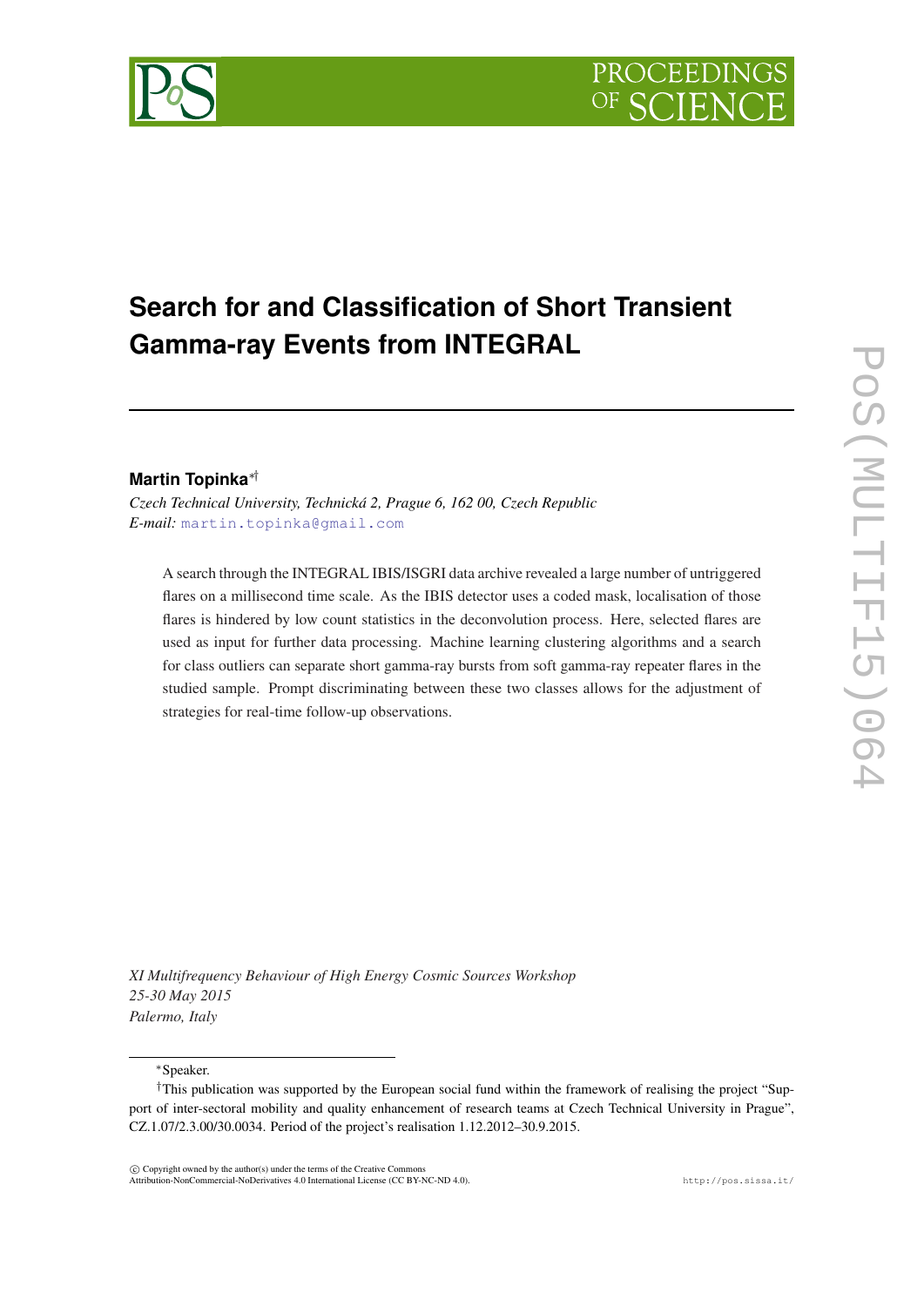# Search for and Classification of Short Transient Gamma-ray Events from INTEGRAL

**Martin Topinka**[∗†]

*Czech Technical University, Technická 2, Prague 6, 162 00, Czech Republic*
*E-mail:* martin.topinka@gmail.com

A search through the INTEGRAL IBIS/ISGRI data archive revealed a large number of untriggered flares on a millisecond time scale. As the IBIS detector uses a coded mask, localisation of those flares is hindered by low count statistics in the deconvolution process. Here, selected flares are used as input for further data processing. Machine learning clustering algorithms and a search for class outliers can separate short gamma-ray bursts from soft gamma-ray repeater flares in the studied sample. Prompt discriminating between these two classes allows for the adjustment of strategies for real-time follow-up observations.

*XI Multifrequency Behaviour of High Energy Cosmic Sources Workshop*
*25-30 May 2015*
*Palermo, Italy*

∗Speaker.

†This publication was supported by the European social fund within the framework of realising the project "Support of inter-sectoral mobility and quality enhancement of research teams at Czech Technical University in Prague", CZ.1.07/2.3.00/30.0034. Period of the project's realisation 1.12.2012–30.9.2015.

© Copyright owned by the author(s) under the terms of the Creative Commons Attribution-NonCommercial-NoDerivatives 4.0 International License (CC BY-NC-ND 4.0).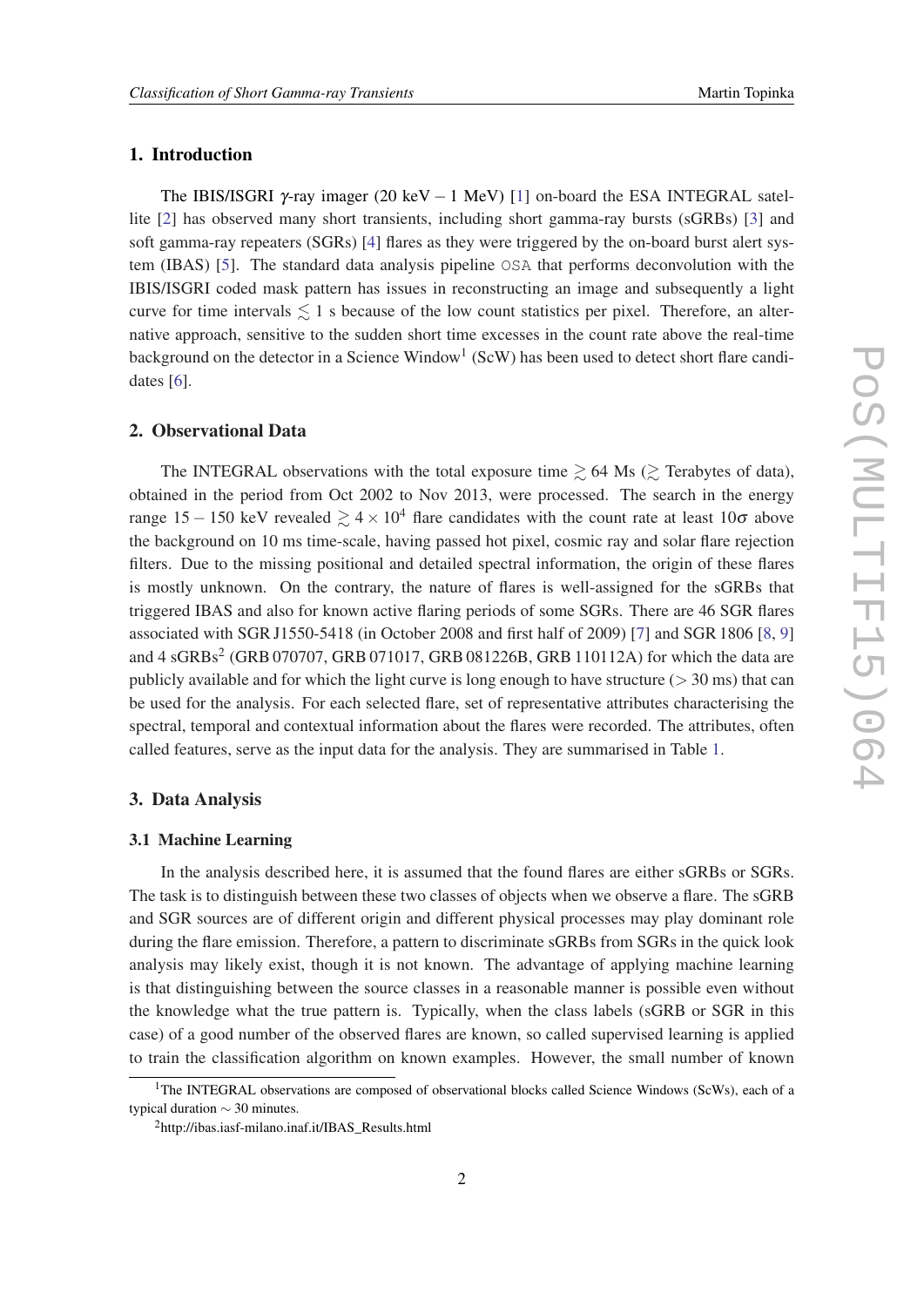## 1. Introduction

The IBIS/ISGRI $\gamma$-ray imager (20 keV – 1 MeV) [1] on-board the ESA INTEGRAL satellite [2] has observed many short transients, including short gamma-ray bursts (sGRBs) [3] and soft gamma-ray repeaters (SGRs) [4] flares as they were triggered by the on-board burst alert system (IBAS) [5]. The standard data analysis pipeline `OSA` that performs deconvolution with the IBIS/ISGRI coded mask pattern has issues in reconstructing an image and subsequently a light curve for time intervals $\lesssim 1$ s because of the low count statistics per pixel. Therefore, an alternative approach, sensitive to the sudden short time excesses in the count rate above the real-time background on the detector in a Science Window[1] (ScW) has been used to detect short flare candidates [6].

## 2. Observational Data

The INTEGRAL observations with the total exposure time $\gtrsim 64$ Ms ($\gtrsim$ Terabytes of data), obtained in the period from Oct 2002 to Nov 2013, were processed. The search in the energy range $15-150$ keV revealed $\gtrsim 4\times10^4$ flare candidates with the count rate at least $10\sigma$ above the background on 10 ms time-scale, having passed hot pixel, cosmic ray and solar flare rejection filters. Due to the missing positional and detailed spectral information, the origin of these flares is mostly unknown. On the contrary, the nature of flares is well-assigned for the sGRBs that triggered IBAS and also for known active flaring periods of some SGRs. There are 46 SGR flares associated with SGR J1550-5418 (in October 2008 and first half of 2009) [7] and SGR 1806 [8, 9] and 4 sGRBs[2] (GRB 070707, GRB 071017, GRB 081226B, GRB 110112A) for which the data are publicly available and for which the light curve is long enough to have structure ($>30$ ms) that can be used for the analysis. For each selected flare, set of representative attributes characterising the spectral, temporal and contextual information about the flares were recorded. The attributes, often called features, serve as the input data for the analysis. They are summarised in Table 1.

## 3. Data Analysis

### 3.1 Machine Learning

In the analysis described here, it is assumed that the found flares are either sGRBs or SGRs. The task is to distinguish between these two classes of objects when we observe a flare. The sGRB and SGR sources are of different origin and different physical processes may play dominant role during the flare emission. Therefore, a pattern to discriminate sGRBs from SGRs in the quick look analysis may likely exist, though it is not known. The advantage of applying machine learning is that distinguishing between the source classes in a reasonable manner is possible even without the knowledge what the true pattern is. Typically, when the class labels (sGRB or SGR in this case) of a good number of the observed flares are known, so called supervised learning is applied to train the classification algorithm on known examples. However, the small number of known

[1] The INTEGRAL observations are composed of observational blocks called Science Windows (ScWs), each of a typical duration $\sim 30$ minutes.

[2] http://ibas.iasf-milano.inaf.it/IBAS_Results.html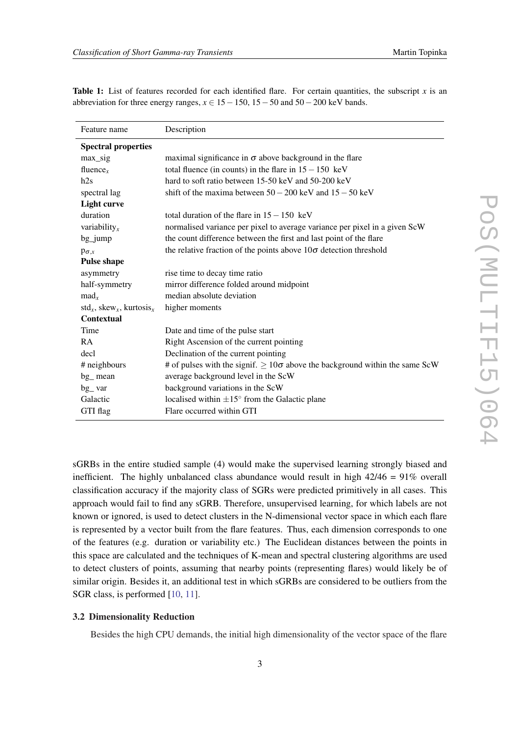**Table 1:** List of features recorded for each identified flare. For certain quantities, the subscript $x$ is an abbreviation for three energy ranges, $x \in 15-150$, $15-50$ and $50-200$ keV bands.

| Feature name | Description |
|---|---|
| **Spectral properties** | |
| max_sig | maximal significance in $\sigma$ above background in the flare |
| fluence$_x$ | total fluence (in counts) in the flare in $15-150$ keV |
| h2s | hard to soft ratio between 15-50 keV and 50-200 keV |
| spectral lag | shift of the maxima between $50-200$ keV and $15-50$ keV |
| **Light curve** | |
| duration | total duration of the flare in $15-150$ keV |
| variability$_x$ | normalised variance per pixel to average variance per pixel in a given ScW |
| bg_jump | the count difference between the first and last point of the flare |
| $p_{\sigma,x}$ | the relative fraction of the points above $10\sigma$ detection threshold |
| **Pulse shape** | |
| asymmetry | rise time to decay time ratio |
| half-symmetry | mirror difference folded around midpoint |
| mad$_x$ | median absolute deviation |
| std$_x$, skew$_x$, kurtosis$_x$ | higher moments |
| **Contextual** | |
| Time | Date and time of the pulse start |
| RA | Right Ascension of the current pointing |
| decl | Declination of the current pointing |
| # neighbours | # of pulses with the signif. $\geq 10\sigma$ above the background within the same ScW |
| bg_ mean | average background level in the ScW |
| bg_ var | background variations in the ScW |
| Galactic | localised within $\pm 15^{\circ}$ from the Galactic plane |
| GTI flag | Flare occurred within GTI |

sGRBs in the entire studied sample (4) would make the supervised learning strongly biased and inefficient. The highly unbalanced class abundance would result in high 42/46 = 91% overall classification accuracy if the majority class of SGRs were predicted primitively in all cases. This approach would fail to find any sGRB. Therefore, unsupervised learning, for which labels are not known or ignored, is used to detect clusters in the N-dimensional vector space in which each flare is represented by a vector built from the flare features. Thus, each dimension corresponds to one of the features (e.g. duration or variability etc.) The Euclidean distances between the points in this space are calculated and the techniques of K-mean and spectral clustering algorithms are used to detect clusters of points, assuming that nearby points (representing flares) would likely be of similar origin. Besides it, an additional test in which sGRBs are considered to be outliers from the SGR class, is performed [10, 11].

### 3.2 Dimensionality Reduction

Besides the high CPU demands, the initial high dimensionality of the vector space of the flare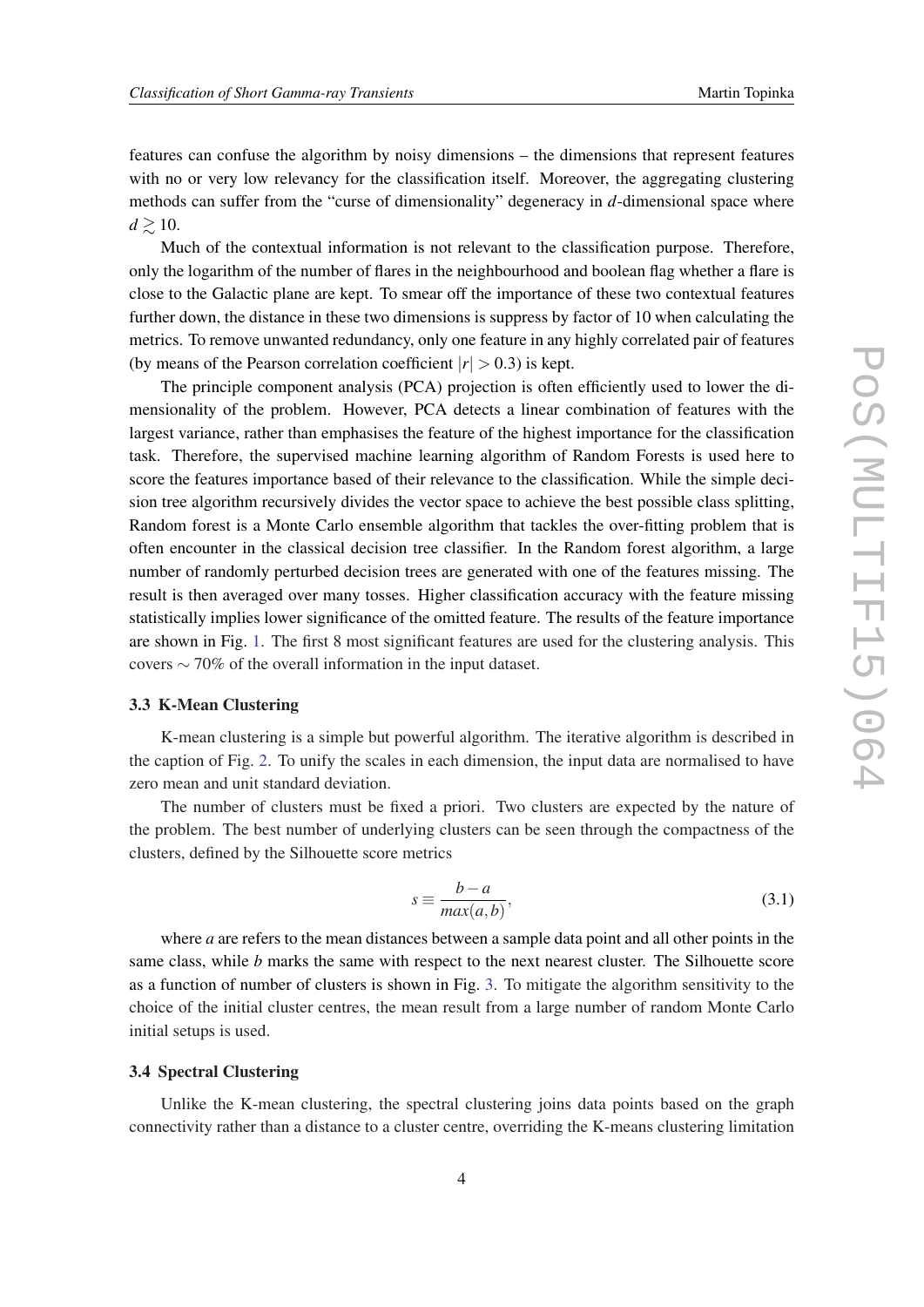features can confuse the algorithm by noisy dimensions – the dimensions that represent features with no or very low relevancy for the classification itself. Moreover, the aggregating clustering methods can suffer from the "curse of dimensionality" degeneracy in $d$-dimensional space where $d \gtrsim 10$.

Much of the contextual information is not relevant to the classification purpose. Therefore, only the logarithm of the number of flares in the neighbourhood and boolean flag whether a flare is close to the Galactic plane are kept. To smear off the importance of these two contextual features further down, the distance in these two dimensions is suppress by factor of 10 when calculating the metrics. To remove unwanted redundancy, only one feature in any highly correlated pair of features (by means of the Pearson correlation coefficient $|r| > 0.3$) is kept.

The principle component analysis (PCA) projection is often efficiently used to lower the dimensionality of the problem. However, PCA detects a linear combination of features with the largest variance, rather than emphasises the feature of the highest importance for the classification task. Therefore, the supervised machine learning algorithm of Random Forests is used here to score the features importance based of their relevance to the classification. While the simple decision tree algorithm recursively divides the vector space to achieve the best possible class splitting, Random forest is a Monte Carlo ensemble algorithm that tackles the over-fitting problem that is often encounter in the classical decision tree classifier. In the Random forest algorithm, a large number of randomly perturbed decision trees are generated with one of the features missing. The result is then averaged over many tosses. Higher classification accuracy with the feature missing statistically implies lower significance of the omitted feature. The results of the feature importance are shown in Fig. 1. The first 8 most significant features are used for the clustering analysis. This covers $\sim 70\%$ of the overall information in the input dataset.

### 3.3 K-Mean Clustering

K-mean clustering is a simple but powerful algorithm. The iterative algorithm is described in the caption of Fig. 2. To unify the scales in each dimension, the input data are normalised to have zero mean and unit standard deviation.

The number of clusters must be fixed a priori. Two clusters are expected by the nature of the problem. The best number of underlying clusters can be seen through the compactness of the clusters, defined by the Silhouette score metrics

$$s \equiv \frac{b-a}{max(a,b)}, \tag{3.1}$$

where $a$ are refers to the mean distances between a sample data point and all other points in the same class, while $b$ marks the same with respect to the next nearest cluster. The Silhouette score as a function of number of clusters is shown in Fig. 3. To mitigate the algorithm sensitivity to the choice of the initial cluster centres, the mean result from a large number of random Monte Carlo initial setups is used.

### 3.4 Spectral Clustering

Unlike the K-mean clustering, the spectral clustering joins data points based on the graph connectivity rather than a distance to a cluster centre, overriding the K-means clustering limitation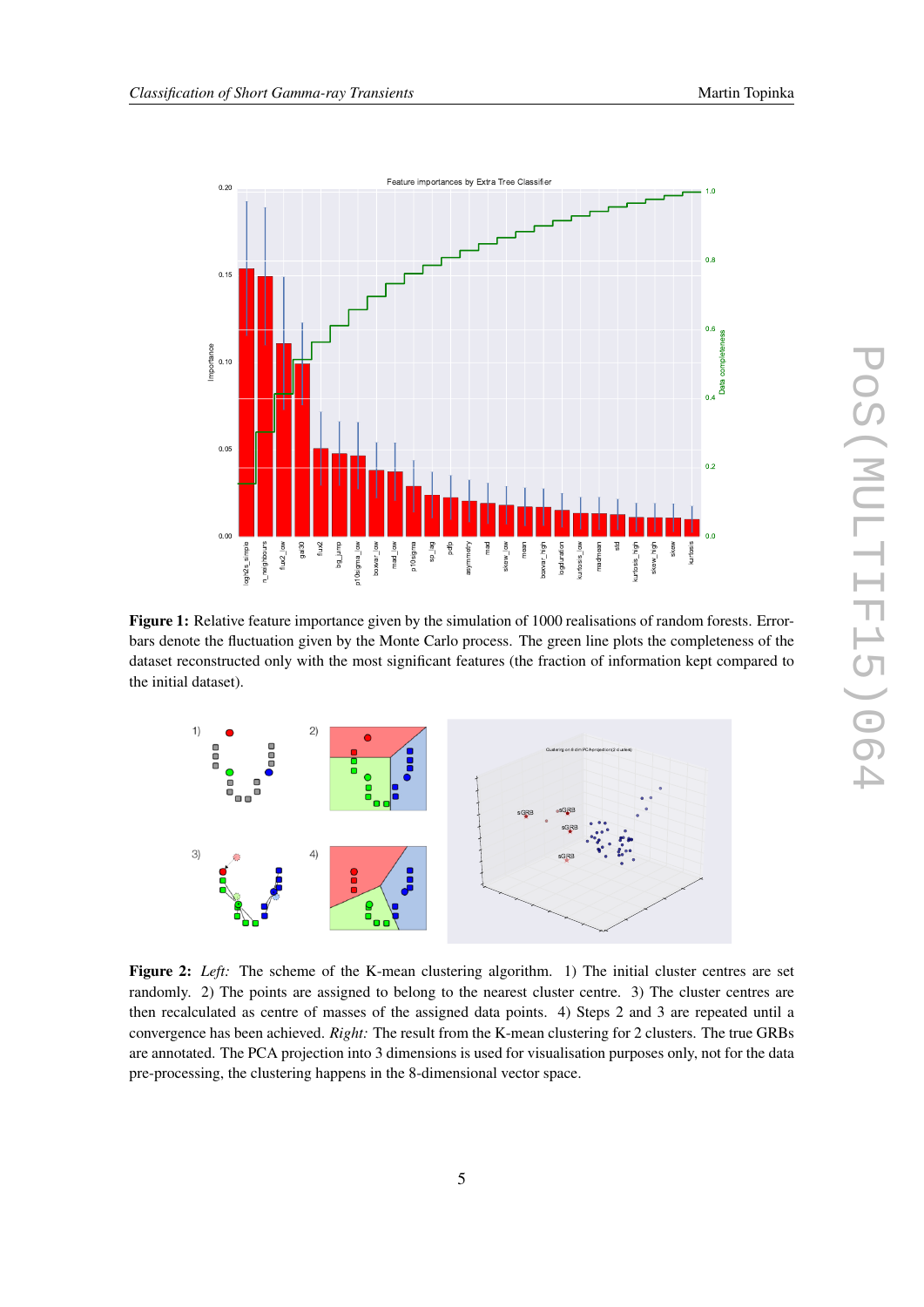Feature importances by Extra Tree Classifier

Importance

Data completeness

0.00
0.05
0.10
0.15
0.20

0.0
0.2
0.4
0.6
0.8
1.0

log2s_simple
n_neighbours
flux2_low
gal30
flux2
big_jump
p10sigma_low
boxvar_low
mad_low
p10sigma
sp_lag
pdfp
asymmetry
mad
skew_low
mean
boxvar_high
logduration
kurtosis_low
madmean
std
kurtosis_high
skew_high
skew
kurtosis

**Figure 1:** Relative feature importance given by the simulation of 1000 realisations of random forests. Errorbars denote the fluctuation given by the Monte Carlo process. The green line plots the completeness of the dataset reconstructed only with the most significant features (the fraction of information kept compared to the initial dataset).

1)
2)
3)
4)

Clustering on 8 dim PCA projection (2 clusters)

sGRB
sGRB
sGRB
sGRB

**Figure 2:** *Left:* The scheme of the K-mean clustering algorithm. 1) The initial cluster centres are set randomly. 2) The points are assigned to belong to the nearest cluster centre. 3) The cluster centres are then recalculated as centre of masses of the assigned data points. 4) Steps 2 and 3 are repeated until a convergence has been achieved. *Right:* The result from the K-mean clustering for 2 clusters. The true GRBs are annotated. The PCA projection into 3 dimensions is used for visualisation purposes only, not for the data pre-processing, the clustering happens in the 8-dimensional vector space.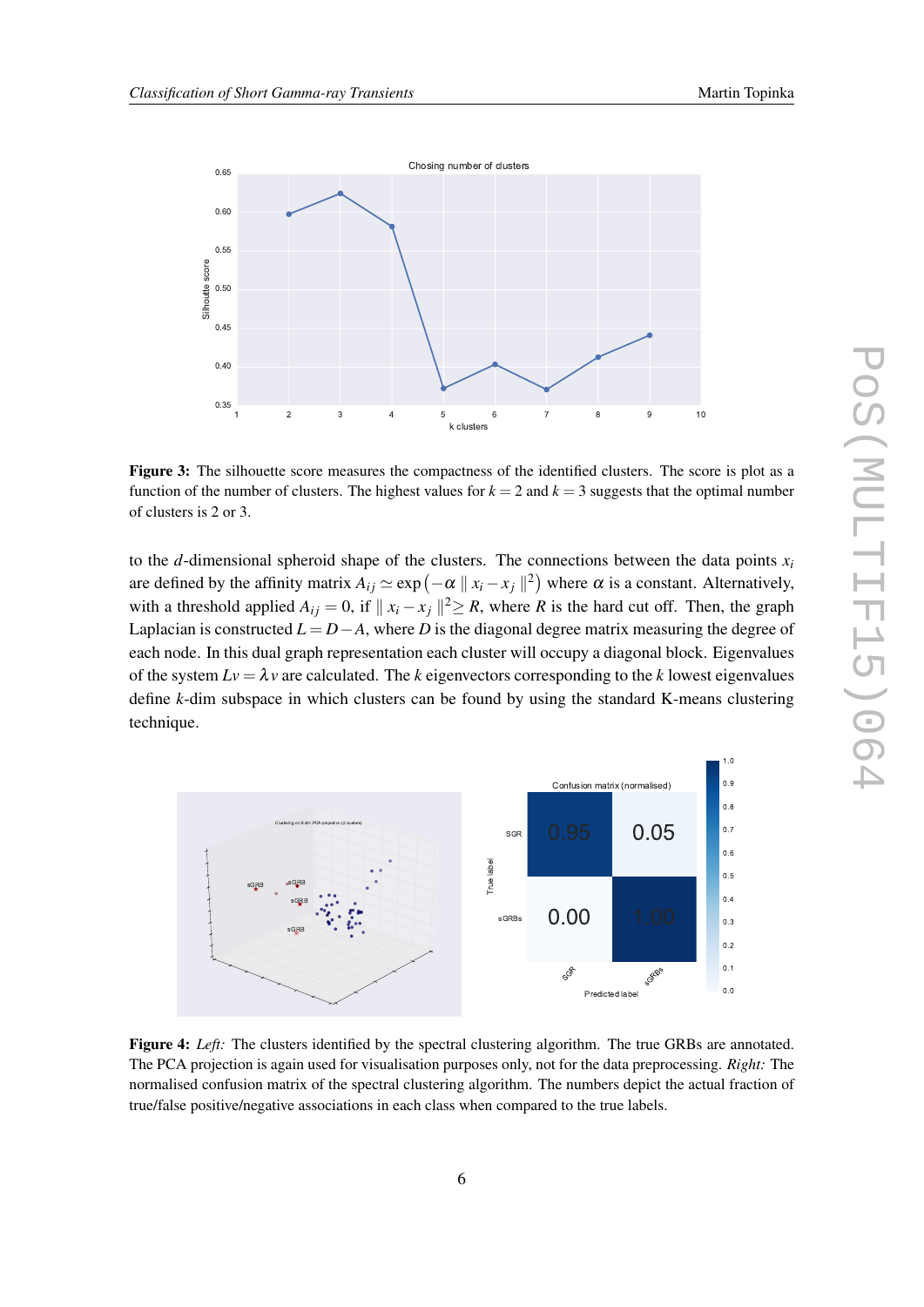Chosing number of clusters

Silhoutte score

0.65
0.60
0.55
0.50
0.45
0.40
0.35

1 2 3 4 5 6 7 8 9 10

k clusters

**Figure 3:** The silhouette score measures the compactness of the identified clusters. The score is plot as a function of the number of clusters. The highest values for $k = 2$ and $k = 3$ suggests that the optimal number of clusters is 2 or 3.

to the $d$-dimensional spheroid shape of the clusters. The connections between the data points $x_i$ are defined by the affinity matrix $A_{ij} \simeq \exp\left(-\alpha \parallel x_i - x_j \parallel^2\right)$ where $\alpha$ is a constant. Alternatively, with a threshold applied $A_{ij} = 0$, if $\parallel x_i - x_j \parallel^2 \geq R$, where $R$ is the hard cut off. Then, the graph Laplacian is constructed $L = D - A$, where $D$ is the diagonal degree matrix measuring the degree of each node. In this dual graph representation each cluster will occupy a diagonal block. Eigenvalues of the system $Lv = \lambda v$ are calculated. The $k$ eigenvectors corresponding to the $k$ lowest eigenvalues define $k$-dim subspace in which clusters can be found by using the standard K-means clustering technique.

Clustering on 8 dim PCA-projection (2 clusters)

sGRB
sGRB
sGRB
sGRB

Confusion matrix (normalised)

True label

SGR
sGRBs

0.95
0.05
0.00
1.00

SGR
sGRBs

Predicted label

1.0
0.9
0.8
0.7
0.6
0.5
0.4
0.3
0.2
0.1
0.0

**Figure 4:** *Left:* The clusters identified by the spectral clustering algorithm. The true GRBs are annotated. The PCA projection is again used for visualisation purposes only, not for the data preprocessing. *Right:* The normalised confusion matrix of the spectral clustering algorithm. The numbers depict the actual fraction of true/false positive/negative associations in each class when compared to the true labels.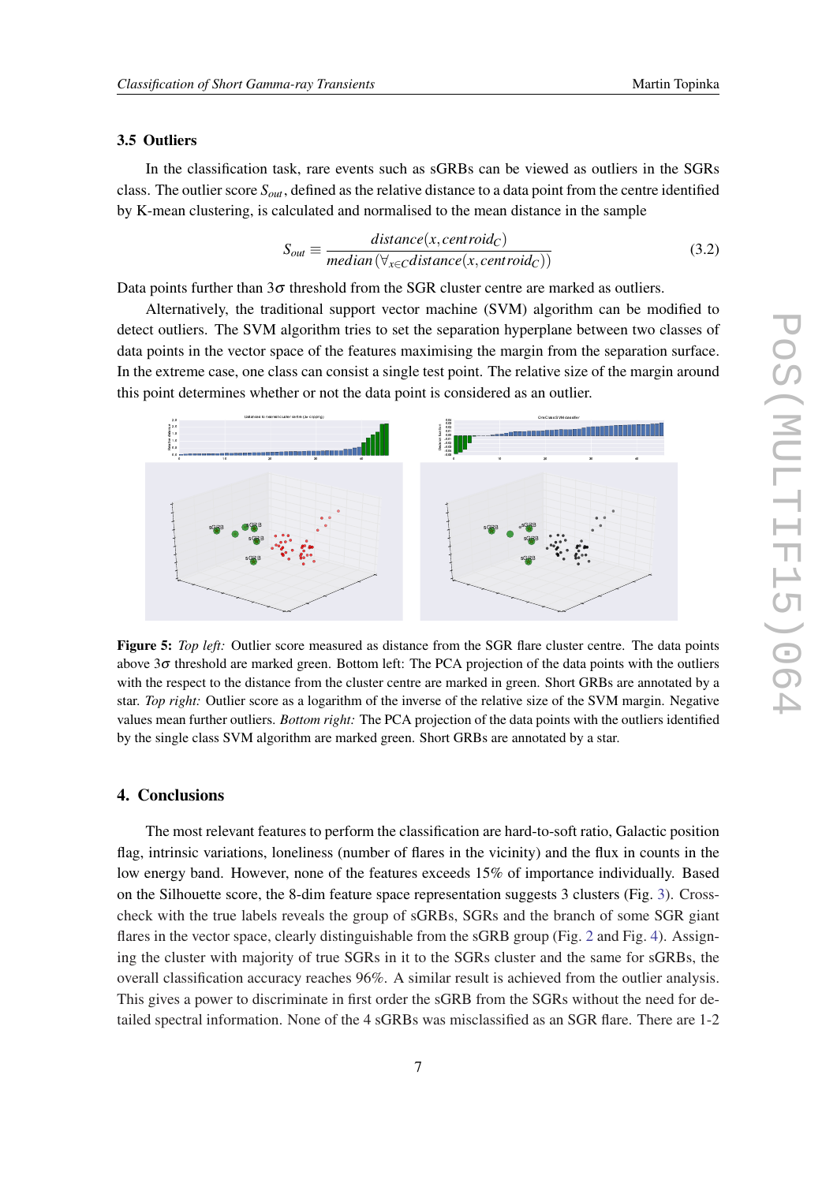### 3.5 Outliers

In the classification task, rare events such as sGRBs can be viewed as outliers in the SGRs class. The outlier score $S_{out}$, defined as the relative distance to a data point from the centre identified by K-mean clustering, is calculated and normalised to the mean distance in the sample

$$S_{out} \equiv \frac{distance(x, centroid_C)}{median\left(\forall_{x \in C} distance(x, centroid_C)\right)} \tag{3.2}$$

Data points further than $3\sigma$ threshold from the SGR cluster centre are marked as outliers.

Alternatively, the traditional support vector machine (SVM) algorithm can be modified to detect outliers. The SVM algorithm tries to set the separation hyperplane between two classes of data points in the vector space of the features maximising the margin from the separation surface. In the extreme case, one class can consist a single test point. The relative size of the margin around this point determines whether or not the data point is considered as an outlier.

**Figure 5:** *Top left:* Outlier score measured as distance from the SGR flare cluster centre. The data points above $3\sigma$ threshold are marked green. Bottom left: The PCA projection of the data points with the outliers with the respect to the distance from the cluster centre are marked in green. Short GRBs are annotated by a star. *Top right:* Outlier score as a logarithm of the inverse of the relative size of the SVM margin. Negative values mean further outliers. *Bottom right:* The PCA projection of the data points with the outliers identified by the single class SVM algorithm are marked green. Short GRBs are annotated by a star.

## 4. Conclusions

The most relevant features to perform the classification are hard-to-soft ratio, Galactic position flag, intrinsic variations, loneliness (number of flares in the vicinity) and the flux in counts in the low energy band. However, none of the features exceeds 15% of importance individually. Based on the Silhouette score, the 8-dim feature space representation suggests 3 clusters (Fig. 3). Cross-check with the true labels reveals the group of sGRBs, SGRs and the branch of some SGR giant flares in the vector space, clearly distinguishable from the sGRB group (Fig. 2 and Fig. 4). Assigning the cluster with majority of true SGRs in it to the SGRs cluster and the same for sGRBs, the overall classification accuracy reaches 96%. A similar result is achieved from the outlier analysis. This gives a power to discriminate in first order the sGRB from the SGRs without the need for detailed spectral information. None of the 4 sGRBs was misclassified as an SGR flare. There are 1-2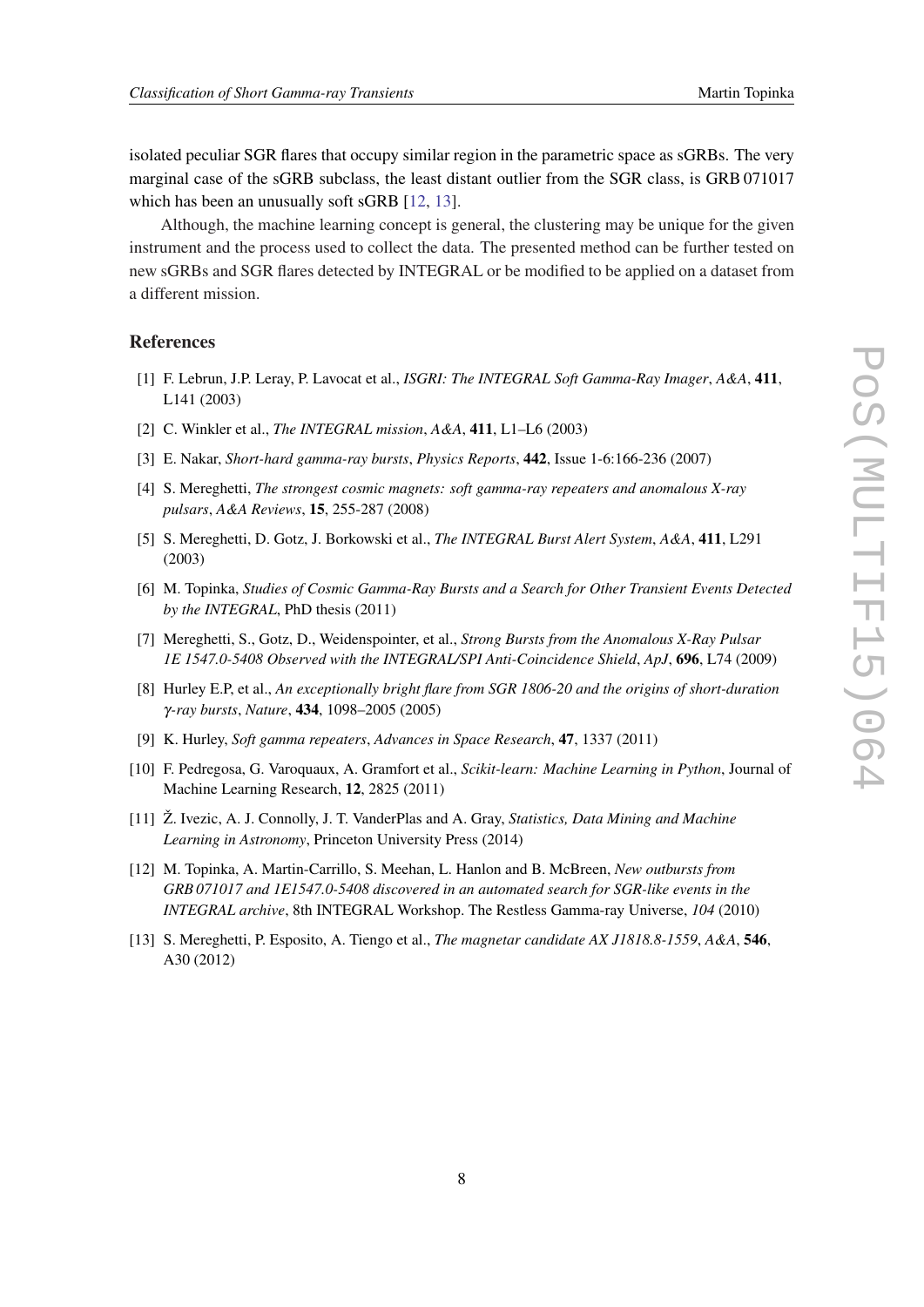isolated peculiar SGR flares that occupy similar region in the parametric space as sGRBs. The very marginal case of the sGRB subclass, the least distant outlier from the SGR class, is GRB 071017 which has been an unusually soft sGRB [12, 13].

Although, the machine learning concept is general, the clustering may be unique for the given instrument and the process used to collect the data. The presented method can be further tested on new sGRBs and SGR flares detected by INTEGRAL or be modified to be applied on a dataset from a different mission.

## References

[1] F. Lebrun, J.P. Leray, P. Lavocat et al., *ISGRI: The INTEGRAL Soft Gamma-Ray Imager*, *A&A*, **411**, L141 (2003)

[2] C. Winkler et al., *The INTEGRAL mission*, *A&A*, **411**, L1–L6 (2003)

[3] E. Nakar, *Short-hard gamma-ray bursts*, *Physics Reports*, **442**, Issue 1-6:166-236 (2007)

[4] S. Mereghetti, *The strongest cosmic magnets: soft gamma-ray repeaters and anomalous X-ray pulsars*, *A&A Reviews*, **15**, 255-287 (2008)

[5] S. Mereghetti, D. Gotz, J. Borkowski et al., *The INTEGRAL Burst Alert System*, *A&A*, **411**, L291 (2003)

[6] M. Topinka, *Studies of Cosmic Gamma-Ray Bursts and a Search for Other Transient Events Detected by the INTEGRAL*, PhD thesis (2011)

[7] Mereghetti, S., Gotz, D., Weidenspointer, et al., *Strong Bursts from the Anomalous X-Ray Pulsar 1E 1547.0-5408 Observed with the INTEGRAL/SPI Anti-Coincidence Shield*, *ApJ*, **696**, L74 (2009)

[8] Hurley E.P, et al., *An exceptionally bright flare from SGR 1806-20 and the origins of short-duration γ-ray bursts*, *Nature*, **434**, 1098–2005 (2005)

[9] K. Hurley, *Soft gamma repeaters*, *Advances in Space Research*, **47**, 1337 (2011)

[10] F. Pedregosa, G. Varoquaux, A. Gramfort et al., *Scikit-learn: Machine Learning in Python*, Journal of Machine Learning Research, **12**, 2825 (2011)

[11] Ž. Ivezic, A. J. Connolly, J. T. VanderPlas and A. Gray, *Statistics, Data Mining and Machine Learning in Astronomy*, Princeton University Press (2014)

[12] M. Topinka, A. Martin-Carrillo, S. Meehan, L. Hanlon and B. McBreen, *New outbursts from GRB 071017 and 1E1547.0-5408 discovered in an automated search for SGR-like events in the INTEGRAL archive*, 8th INTEGRAL Workshop. The Restless Gamma-ray Universe, *104* (2010)

[13] S. Mereghetti, P. Esposito, A. Tiengo et al., *The magnetar candidate AX J1818.8-1559*, *A&A*, **546**, A30 (2012)